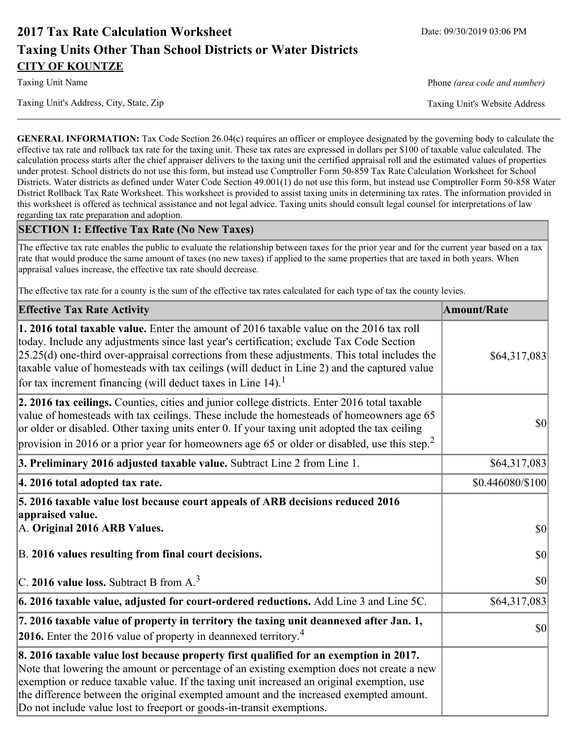# 2017 Tax Rate Calculation Worksheet

Date: 09/30/2019 03:06 PM

## Taxing Units Other Than School Districts or Water Districts

**CITY OF KOUNTZE**

Taxing Unit Name

Phone *(area code and number)*

Taxing Unit's Address, City, State, Zip

Taxing Unit's Website Address

**GENERAL INFORMATION:** Tax Code Section 26.04(c) requires an officer or employee designated by the governing body to calculate the effective tax rate and rollback tax rate for the taxing unit. These tax rates are expressed in dollars per $100 of taxable value calculated. The calculation process starts after the chief appraiser delivers to the taxing unit the certified appraisal roll and the estimated values of properties under protest. School districts do not use this form, but instead use Comptroller Form 50-859 Tax Rate Calculation Worksheet for School Districts. Water districts as defined under Water Code Section 49.001(1) do not use this form, but instead use Comptroller Form 50-858 Water District Rollback Tax Rate Worksheet. This worksheet is provided to assist taxing units in determining tax rates. The information provided in this worksheet is offered as technical assistance and not legal advice. Taxing units should consult legal counsel for interpretations of law regarding tax rate preparation and adoption.

### SECTION 1: Effective Tax Rate (No New Taxes)

The effective tax rate enables the public to evaluate the relationship between taxes for the prior year and for the current year based on a tax rate that would produce the same amount of taxes (no new taxes) if applied to the same properties that are taxed in both years. When appraisal values increase, the effective tax rate should decrease.

The effective tax rate for a county is the sum of the effective tax rates calculated for each type of tax the county levies.

| Effective Tax Rate Activity | Amount/Rate |
|---|---|
| **1. 2016 total taxable value.** Enter the amount of 2016 taxable value on the 2016 tax roll today. Include any adjustments since last year's certification; exclude Tax Code Section 25.25(d) one-third over-appraisal corrections from these adjustments. This total includes the taxable value of homesteads with tax ceilings (will deduct in Line 2) and the captured value for tax increment financing (will deduct taxes in Line 14).[1] | $64,317,083 |
| **2. 2016 tax ceilings.** Counties, cities and junior college districts. Enter 2016 total taxable value of homesteads with tax ceilings. These include the homesteads of homeowners age 65 or older or disabled. Other taxing units enter 0. If your taxing unit adopted the tax ceiling provision in 2016 or a prior year for homeowners age 65 or older or disabled, use this step.[2] | $0 |
| **3. Preliminary 2016 adjusted taxable value.** Subtract Line 2 from Line 1. | $64,317,083 |
| **4. 2016 total adopted tax rate.** | $0.446080/$100 |
| **5. 2016 taxable value lost because court appeals of ARB decisions reduced 2016 appraised value.** | |
| A. **Original 2016 ARB Values.** | $0 |
| B. **2016 values resulting from final court decisions.** | $0 |
| C. **2016 value loss.** Subtract B from A.[3] | $0 |
| **6. 2016 taxable value, adjusted for court-ordered reductions.** Add Line 3 and Line 5C. | $64,317,083 |
| **7. 2016 taxable value of property in territory the taxing unit deannexed after Jan. 1, 2016.** Enter the 2016 value of property in deannexed territory.[4] | $0 |
| **8. 2016 taxable value lost because property first qualified for an exemption in 2017.** Note that lowering the amount or percentage of an existing exemption does not create a new exemption or reduce taxable value. If the taxing unit increased an original exemption, use the difference between the original exempted amount and the increased exempted amount. Do not include value lost to freeport or goods-in-transit exemptions. | |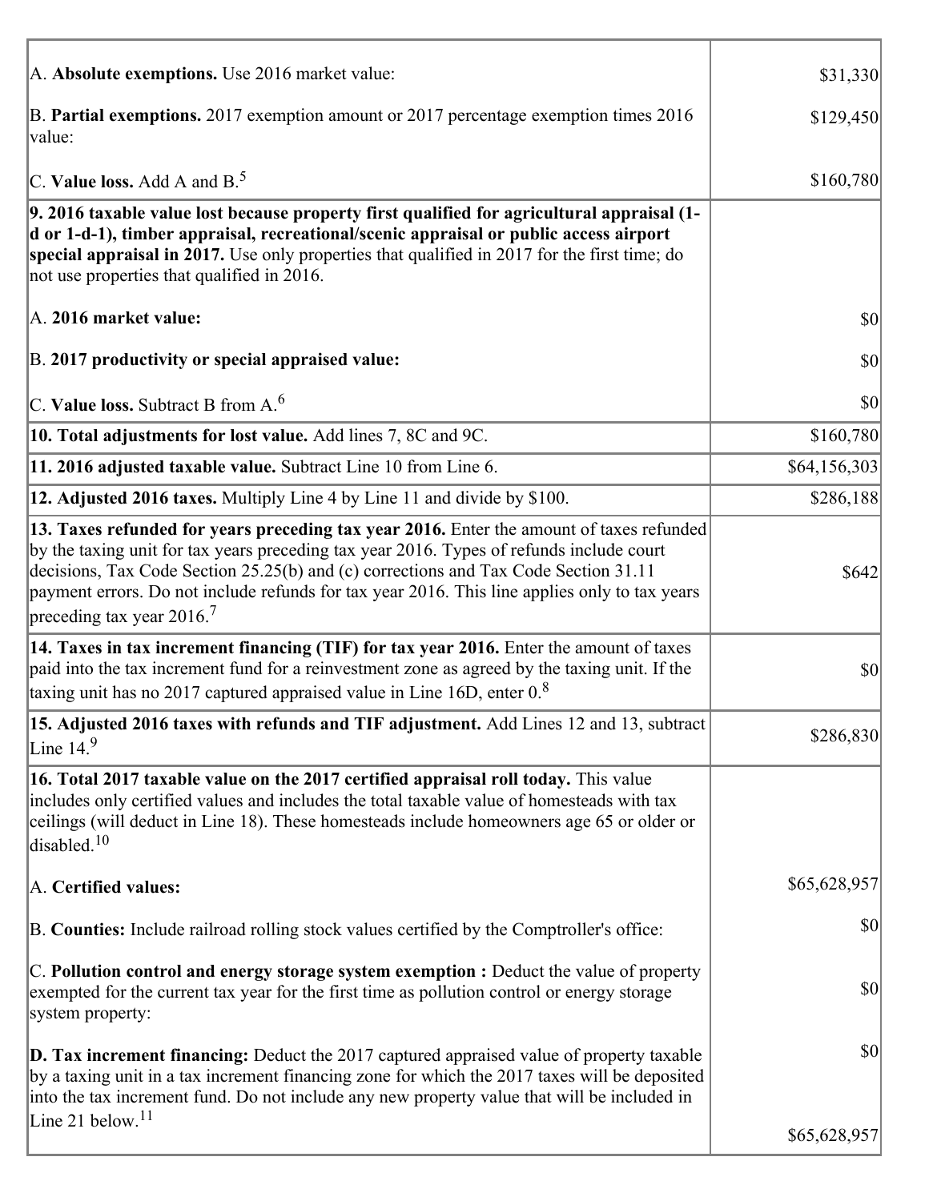| | |
|---|---|
| A. **Absolute exemptions.** Use 2016 market value: | $31,330 |
| B. **Partial exemptions.** 2017 exemption amount or 2017 percentage exemption times 2016 value: | $129,450 |
| C. **Value loss.** Add A and B.[5] | $160,780 |
| **9. 2016 taxable value lost because property first qualified for agricultural appraisal (1-d or 1-d-1), timber appraisal, recreational/scenic appraisal or public access airport special appraisal in 2017.** Use only properties that qualified in 2017 for the first time; do not use properties that qualified in 2016. | |
| A. **2016 market value:** | $0 |
| B. **2017 productivity or special appraised value:** | $0 |
| C. **Value loss.** Subtract B from A.[6] | $0 |
| **10. Total adjustments for lost value.** Add lines 7, 8C and 9C. | $160,780 |
| **11. 2016 adjusted taxable value.** Subtract Line 10 from Line 6. | $64,156,303 |
| **12. Adjusted 2016 taxes.** Multiply Line 4 by Line 11 and divide by $100. | $286,188 |
| **13. Taxes refunded for years preceding tax year 2016.** Enter the amount of taxes refunded by the taxing unit for tax years preceding tax year 2016. Types of refunds include court decisions, Tax Code Section 25.25(b) and (c) corrections and Tax Code Section 31.11 payment errors. Do not include refunds for tax year 2016. This line applies only to tax years preceding tax year 2016.[7] | $642 |
| **14. Taxes in tax increment financing (TIF) for tax year 2016.** Enter the amount of taxes paid into the tax increment fund for a reinvestment zone as agreed by the taxing unit. If the taxing unit has no 2017 captured appraised value in Line 16D, enter 0.[8] | $0 |
| **15. Adjusted 2016 taxes with refunds and TIF adjustment.** Add Lines 12 and 13, subtract Line 14.[9] | $286,830 |
| **16. Total 2017 taxable value on the 2017 certified appraisal roll today.** This value includes only certified values and includes the total taxable value of homesteads with tax ceilings (will deduct in Line 18). These homesteads include homeowners age 65 or older or disabled.[10] | |
| A. **Certified values:** | $65,628,957 |
| B. **Counties:** Include railroad rolling stock values certified by the Comptroller's office: | $0 |
| C. **Pollution control and energy storage system exemption :** Deduct the value of property exempted for the current tax year for the first time as pollution control or energy storage system property: | $0 |
| **D. Tax increment financing:** Deduct the 2017 captured appraised value of property taxable by a taxing unit in a tax increment financing zone for which the 2017 taxes will be deposited into the tax increment fund. Do not include any new property value that will be included in Line 21 below.[11] | $0<br><br>$65,628,957 |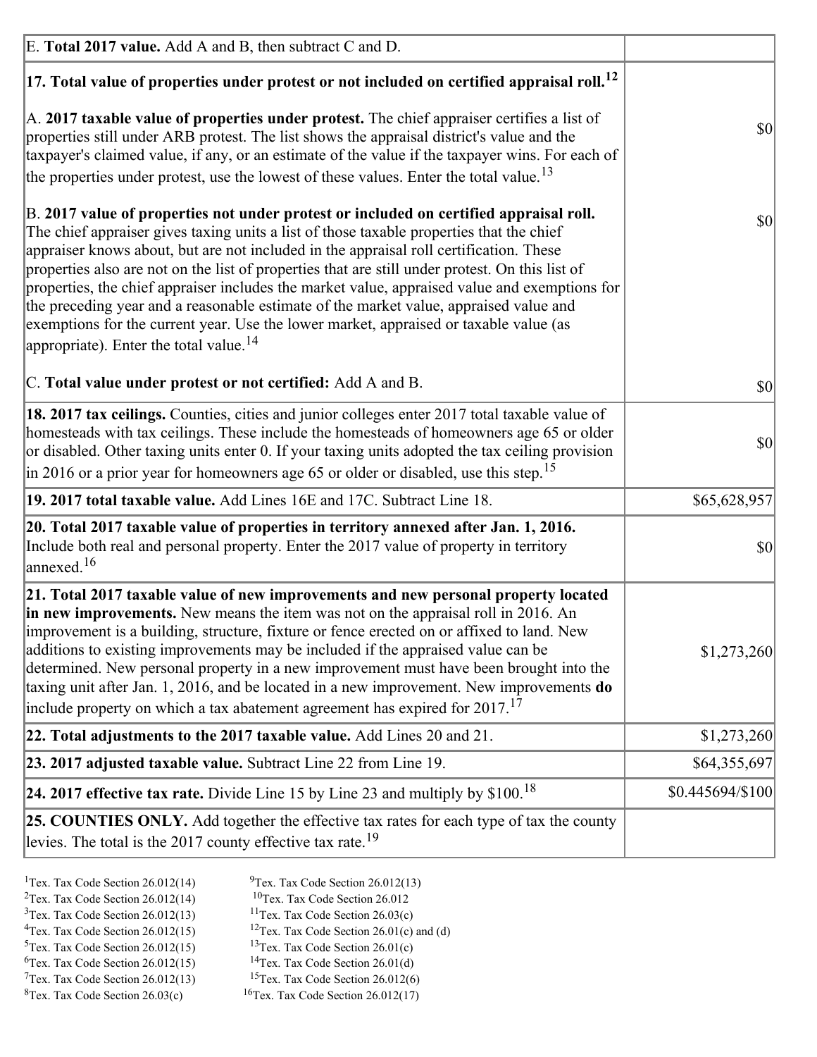| | |
|---|---|
| E. **Total 2017 value.** Add A and B, then subtract C and D. | |
| **17. Total value of properties under protest or not included on certified appraisal roll.**[12] | |
| A. **2017 taxable value of properties under protest.** The chief appraiser certifies a list of properties still under ARB protest. The list shows the appraisal district's value and the taxpayer's claimed value, if any, or an estimate of the value if the taxpayer wins. For each of the properties under protest, use the lowest of these values. Enter the total value.[13] | $0 |
| B. **2017 value of properties not under protest or included on certified appraisal roll.** The chief appraiser gives taxing units a list of those taxable properties that the chief appraiser knows about, but are not included in the appraisal roll certification. These properties also are not on the list of properties that are still under protest. On this list of properties, the chief appraiser includes the market value, appraised value and exemptions for the preceding year and a reasonable estimate of the market value, appraised value and exemptions for the current year. Use the lower market, appraised or taxable value (as appropriate). Enter the total value.[14] | $0 |
| C. **Total value under protest or not certified:** Add A and B. | $0 |
| **18. 2017 tax ceilings.** Counties, cities and junior colleges enter 2017 total taxable value of homesteads with tax ceilings. These include the homesteads of homeowners age 65 or older or disabled. Other taxing units enter 0. If your taxing units adopted the tax ceiling provision in 2016 or a prior year for homeowners age 65 or older or disabled, use this step.[15] | $0 |
| **19. 2017 total taxable value.** Add Lines 16E and 17C. Subtract Line 18. | $65,628,957 |
| **20. Total 2017 taxable value of properties in territory annexed after Jan. 1, 2016.** Include both real and personal property. Enter the 2017 value of property in territory annexed.[16] | $0 |
| **21. Total 2017 taxable value of new improvements and new personal property located in new improvements.** New means the item was not on the appraisal roll in 2016. An improvement is a building, structure, fixture or fence erected on or affixed to land. New additions to existing improvements may be included if the appraised value can be determined. New personal property in a new improvement must have been brought into the taxing unit after Jan. 1, 2016, and be located in a new improvement. New improvements **do** include property on which a tax abatement agreement has expired for 2017.[17] | $1,273,260 |
| **22. Total adjustments to the 2017 taxable value.** Add Lines 20 and 21. | $1,273,260 |
| **23. 2017 adjusted taxable value.** Subtract Line 22 from Line 19. | $64,355,697 |
| **24. 2017 effective tax rate.** Divide Line 15 by Line 23 and multiply by $100.[18] | $0.445694/$100 |
| **25. COUNTIES ONLY.** Add together the effective tax rates for each type of tax the county levies. The total is the 2017 county effective tax rate.[19] | |

[1] Tex. Tax Code Section 26.012(14)
[2] Tex. Tax Code Section 26.012(14)
[3] Tex. Tax Code Section 26.012(13)
[4] Tex. Tax Code Section 26.012(15)
[5] Tex. Tax Code Section 26.012(15)
[6] Tex. Tax Code Section 26.012(15)
[7] Tex. Tax Code Section 26.012(13)
[8] Tex. Tax Code Section 26.03(c)
[9] Tex. Tax Code Section 26.012(13)
[10] Tex. Tax Code Section 26.012
[11] Tex. Tax Code Section 26.03(c)
[12] Tex. Tax Code Section 26.01(c) and (d)
[13] Tex. Tax Code Section 26.01(c)
[14] Tex. Tax Code Section 26.01(d)
[15] Tex. Tax Code Section 26.012(6)
[16] Tex. Tax Code Section 26.012(17)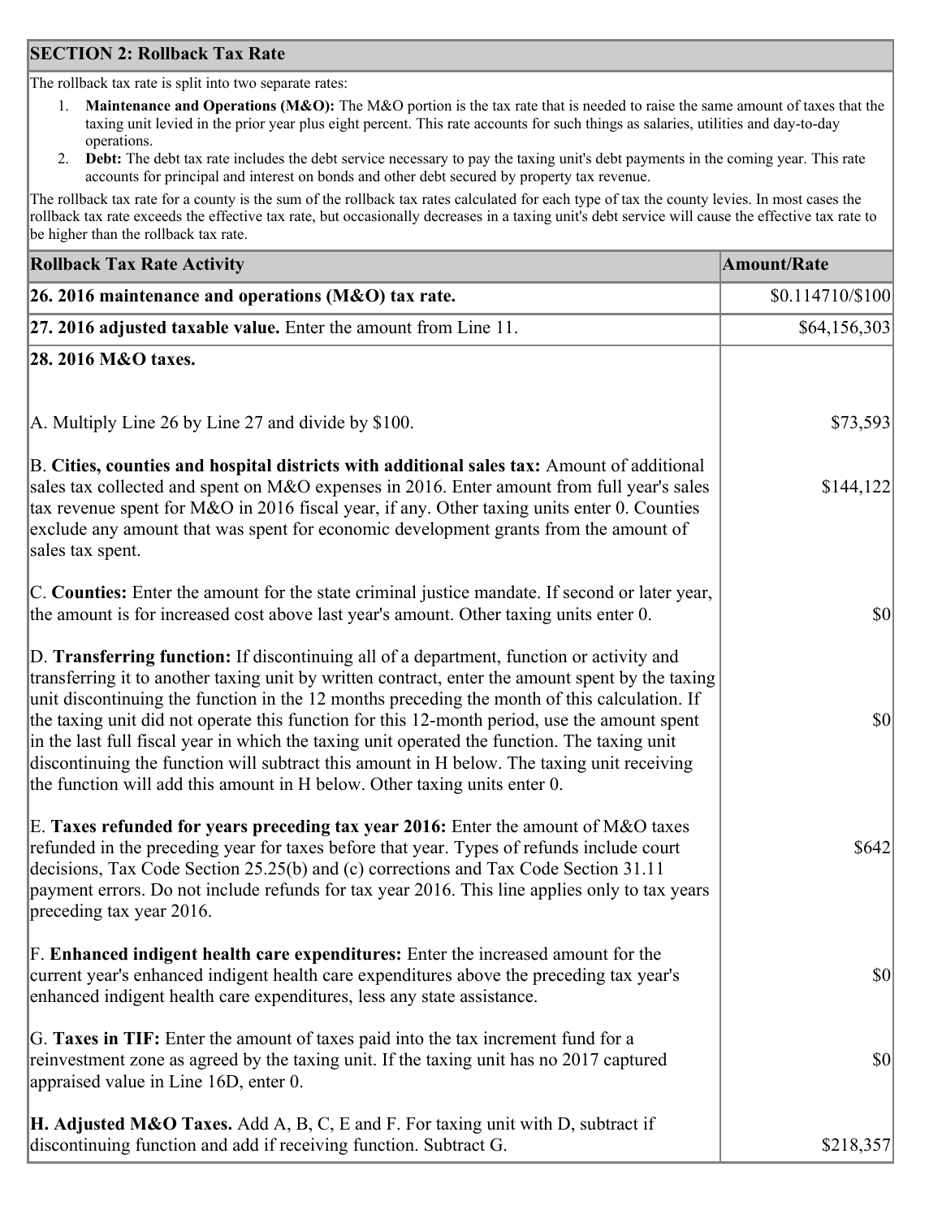## SECTION 2: Rollback Tax Rate

The rollback tax rate is split into two separate rates:

1. **Maintenance and Operations (M&O):** The M&O portion is the tax rate that is needed to raise the same amount of taxes that the taxing unit levied in the prior year plus eight percent. This rate accounts for such things as salaries, utilities and day-to-day operations.
2. **Debt:** The debt tax rate includes the debt service necessary to pay the taxing unit's debt payments in the coming year. This rate accounts for principal and interest on bonds and other debt secured by property tax revenue.

The rollback tax rate for a county is the sum of the rollback tax rates calculated for each type of tax the county levies. In most cases the rollback tax rate exceeds the effective tax rate, but occasionally decreases in a taxing unit's debt service will cause the effective tax rate to be higher than the rollback tax rate.

| Rollback Tax Rate Activity | Amount/Rate |
|---|---|
| **26. 2016 maintenance and operations (M&O) tax rate.** | $0.114710/$100 |
| **27. 2016 adjusted taxable value.** Enter the amount from Line 11. | $64,156,303 |
| **28. 2016 M&O taxes.** | |
| A. Multiply Line 26 by Line 27 and divide by $100. | $73,593 |
| B. **Cities, counties and hospital districts with additional sales tax:** Amount of additional sales tax collected and spent on M&O expenses in 2016. Enter amount from full year's sales tax revenue spent for M&O in 2016 fiscal year, if any. Other taxing units enter 0. Counties exclude any amount that was spent for economic development grants from the amount of sales tax spent. | $144,122 |
| C. **Counties:** Enter the amount for the state criminal justice mandate. If second or later year, the amount is for increased cost above last year's amount. Other taxing units enter 0. | $0 |
| D. **Transferring function:** If discontinuing all of a department, function or activity and transferring it to another taxing unit by written contract, enter the amount spent by the taxing unit discontinuing the function in the 12 months preceding the month of this calculation. If the taxing unit did not operate this function for this 12-month period, use the amount spent in the last full fiscal year in which the taxing unit operated the function. The taxing unit discontinuing the function will subtract this amount in H below. The taxing unit receiving the function will add this amount in H below. Other taxing units enter 0. | $0 |
| E. **Taxes refunded for years preceding tax year 2016:** Enter the amount of M&O taxes refunded in the preceding year for taxes before that year. Types of refunds include court decisions, Tax Code Section 25.25(b) and (c) corrections and Tax Code Section 31.11 payment errors. Do not include refunds for tax year 2016. This line applies only to tax years preceding tax year 2016. | $642 |
| F. **Enhanced indigent health care expenditures:** Enter the increased amount for the current year's enhanced indigent health care expenditures above the preceding tax year's enhanced indigent health care expenditures, less any state assistance. | $0 |
| G. **Taxes in TIF:** Enter the amount of taxes paid into the tax increment fund for a reinvestment zone as agreed by the taxing unit. If the taxing unit has no 2017 captured appraised value in Line 16D, enter 0. | $0 |
| **H. Adjusted M&O Taxes.** Add A, B, C, E and F. For taxing unit with D, subtract if discontinuing function and add if receiving function. Subtract G. | $218,357 |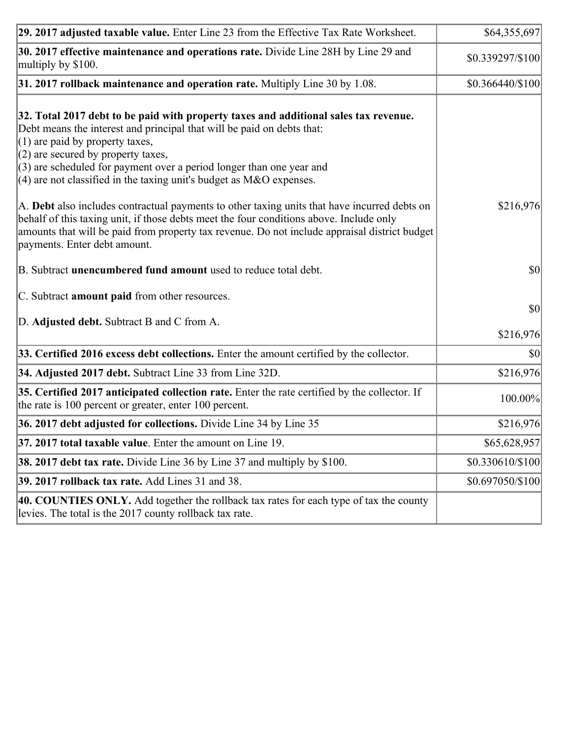| | |
|---|---|
| **29. 2017 adjusted taxable value.** Enter Line 23 from the Effective Tax Rate Worksheet. | $64,355,697 |
| **30. 2017 effective maintenance and operations rate.** Divide Line 28H by Line 29 and multiply by $100. | $0.339297/$100 |
| **31. 2017 rollback maintenance and operation rate.** Multiply Line 30 by 1.08. | $0.366440/$100 |
| **32. Total 2017 debt to be paid with property taxes and additional sales tax revenue.** Debt means the interest and principal that will be paid on debts that:<br>(1) are paid by property taxes,<br>(2) are secured by property taxes,<br>(3) are scheduled for payment over a period longer than one year and<br>(4) are not classified in the taxing unit's budget as M&O expenses.<br><br>A. **Debt** also includes contractual payments to other taxing units that have incurred debts on behalf of this taxing unit, if those debts meet the four conditions above. Include only amounts that will be paid from property tax revenue. Do not include appraisal district budget payments. Enter debt amount.<br><br>B. Subtract **unencumbered fund amount** used to reduce total debt.<br><br>C. Subtract **amount paid** from other resources.<br><br>D. **Adjusted debt.** Subtract B and C from A. | <br><br><br><br><br><br><br>$216,976<br><br><br>$0<br><br>$0<br><br>$216,976 |
| **33. Certified 2016 excess debt collections.** Enter the amount certified by the collector. | $0 |
| **34. Adjusted 2017 debt.** Subtract Line 33 from Line 32D. | $216,976 |
| **35. Certified 2017 anticipated collection rate.** Enter the rate certified by the collector. If the rate is 100 percent or greater, enter 100 percent. | 100.00% |
| **36. 2017 debt adjusted for collections.** Divide Line 34 by Line 35 | $216,976 |
| **37. 2017 total taxable value**. Enter the amount on Line 19. | $65,628,957 |
| **38. 2017 debt tax rate.** Divide Line 36 by Line 37 and multiply by $100. | $0.330610/$100 |
| **39. 2017 rollback tax rate.** Add Lines 31 and 38. | $0.697050/$100 |
| **40. COUNTIES ONLY.** Add together the rollback tax rates for each type of tax the county levies. The total is the 2017 county rollback tax rate. | |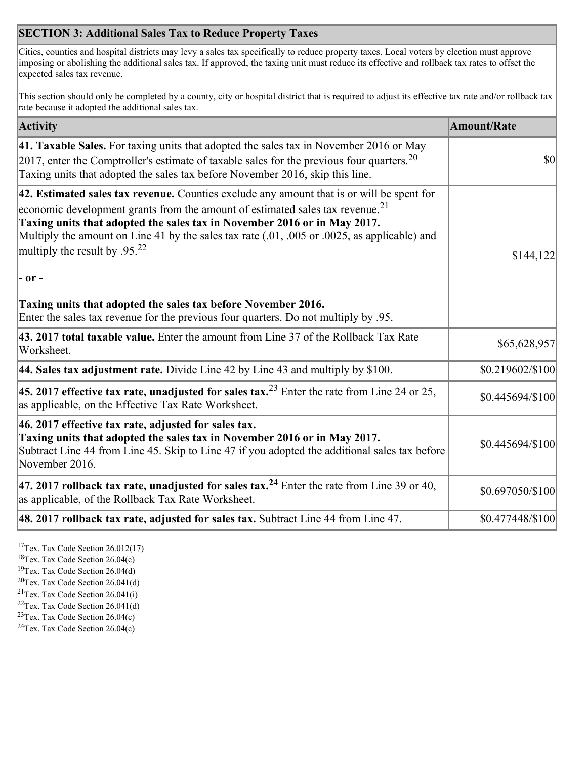## SECTION 3: Additional Sales Tax to Reduce Property Taxes

Cities, counties and hospital districts may levy a sales tax specifically to reduce property taxes. Local voters by election must approve imposing or abolishing the additional sales tax. If approved, the taxing unit must reduce its effective and rollback tax rates to offset the expected sales tax revenue.

This section should only be completed by a county, city or hospital district that is required to adjust its effective tax rate and/or rollback tax rate because it adopted the additional sales tax.

| Activity | Amount/Rate |
|---|---|
| **41. Taxable Sales.** For taxing units that adopted the sales tax in November 2016 or May 2017, enter the Comptroller's estimate of taxable sales for the previous four quarters.[20] Taxing units that adopted the sales tax before November 2016, skip this line. | $0 |
| **42. Estimated sales tax revenue.** Counties exclude any amount that is or will be spent for economic development grants from the amount of estimated sales tax revenue.[21] **Taxing units that adopted the sales tax in November 2016 or in May 2017.** Multiply the amount on Line 41 by the sales tax rate (.01, .005 or .0025, as applicable) and multiply the result by .95.[22] **- or -** **Taxing units that adopted the sales tax before November 2016.** Enter the sales tax revenue for the previous four quarters. Do not multiply by .95. | $144,122 |
| **43. 2017 total taxable value.** Enter the amount from Line 37 of the Rollback Tax Rate Worksheet. | $65,628,957 |
| **44. Sales tax adjustment rate.** Divide Line 42 by Line 43 and multiply by $100. | $0.219602/$100 |
| **45. 2017 effective tax rate, unadjusted for sales tax.**[23] Enter the rate from Line 24 or 25, as applicable, on the Effective Tax Rate Worksheet. | $0.445694/$100 |
| **46. 2017 effective tax rate, adjusted for sales tax.** **Taxing units that adopted the sales tax in November 2016 or in May 2017.** Subtract Line 44 from Line 45. Skip to Line 47 if you adopted the additional sales tax before November 2016. | $0.445694/$100 |
| **47. 2017 rollback tax rate, unadjusted for sales tax.**[24] Enter the rate from Line 39 or 40, as applicable, of the Rollback Tax Rate Worksheet. | $0.697050/$100 |
| **48. 2017 rollback tax rate, adjusted for sales tax.** Subtract Line 44 from Line 47. | $0.477448/$100 |

[17] Tex. Tax Code Section 26.012(17)
[18] Tex. Tax Code Section 26.04(c)
[19] Tex. Tax Code Section 26.04(d)
[20] Tex. Tax Code Section 26.041(d)
[21] Tex. Tax Code Section 26.041(i)
[22] Tex. Tax Code Section 26.041(d)
[23] Tex. Tax Code Section 26.04(c)
[24] Tex. Tax Code Section 26.04(c)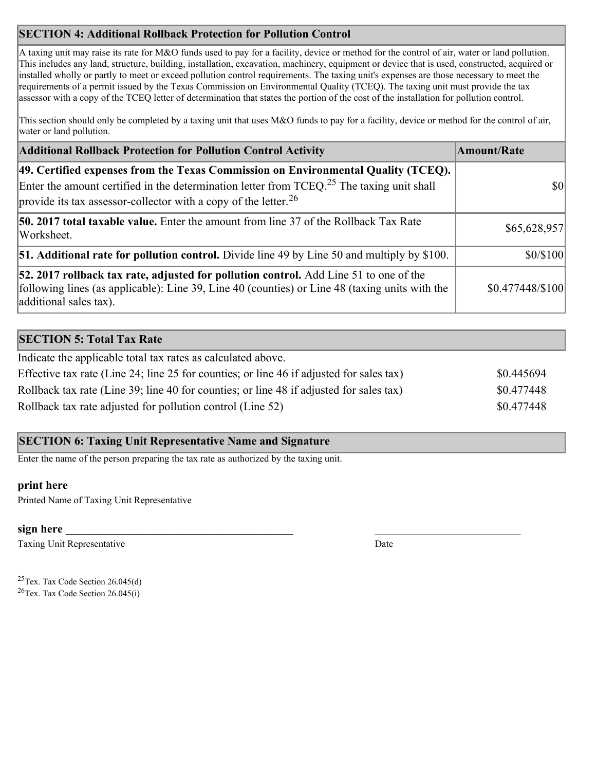## SECTION 4: Additional Rollback Protection for Pollution Control

A taxing unit may raise its rate for M&O funds used to pay for a facility, device or method for the control of air, water or land pollution. This includes any land, structure, building, installation, excavation, machinery, equipment or device that is used, constructed, acquired or installed wholly or partly to meet or exceed pollution control requirements. The taxing unit's expenses are those necessary to meet the requirements of a permit issued by the Texas Commission on Environmental Quality (TCEQ). The taxing unit must provide the tax assessor with a copy of the TCEQ letter of determination that states the portion of the cost of the installation for pollution control.

This section should only be completed by a taxing unit that uses M&O funds to pay for a facility, device or method for the control of air, water or land pollution.

| Additional Rollback Protection for Pollution Control Activity | Amount/Rate |
|---|---|
| **49. Certified expenses from the Texas Commission on Environmental Quality (TCEQ).** Enter the amount certified in the determination letter from TCEQ.[25] The taxing unit shall provide its tax assessor-collector with a copy of the letter.[26] | $0 |
| **50. 2017 total taxable value.** Enter the amount from line 37 of the Rollback Tax Rate Worksheet. | $65,628,957 |
| **51. Additional rate for pollution control.** Divide line 49 by Line 50 and multiply by $100. | $0/$100 |
| **52. 2017 rollback tax rate, adjusted for pollution control.** Add Line 51 to one of the following lines (as applicable): Line 39, Line 40 (counties) or Line 48 (taxing units with the additional sales tax). | $0.477448/$100 |

## SECTION 5: Total Tax Rate

Indicate the applicable total tax rates as calculated above.

| | |
|---|---|
| Effective tax rate (Line 24; line 25 for counties; or line 46 if adjusted for sales tax) | $0.445694 |
| Rollback tax rate (Line 39; line 40 for counties; or line 48 if adjusted for sales tax) | $0.477448 |
| Rollback tax rate adjusted for pollution control (Line 52) | $0.477448 |

## SECTION 6: Taxing Unit Representative Name and Signature

Enter the name of the person preparing the tax rate as authorized by the taxing unit.

**print here**

Printed Name of Taxing Unit Representative

**sign here** ________________________________________ ___________________________

Taxing Unit Representative Date

[25]Tex. Tax Code Section 26.045(d)
[26]Tex. Tax Code Section 26.045(i)